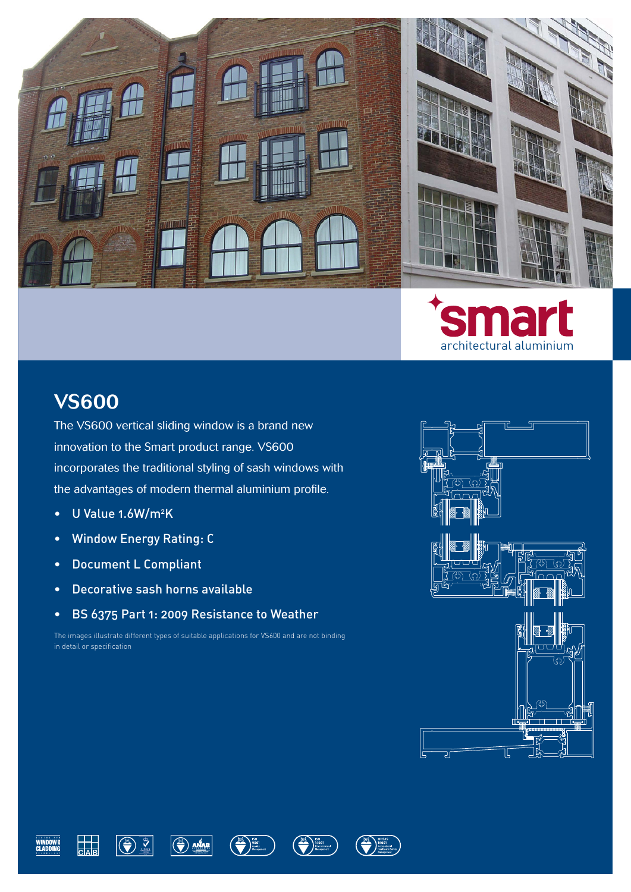smart architectural aluminium

# VS600

The VS600 vertical sliding window is a brand new innovation to the Smart product range. VS600 incorporates the traditional styling of sash windows with the advantages of modern thermal aluminium profile.

- U Value 1.6W/m²K
- Window Energy Rating: C
- Document L Compliant
- Decorative sash horns available
- BS 6375 Part 1: 2009 Resistance to Weather

The images illustrate different types of suitable applications for VS600 and are not binding in detail or specification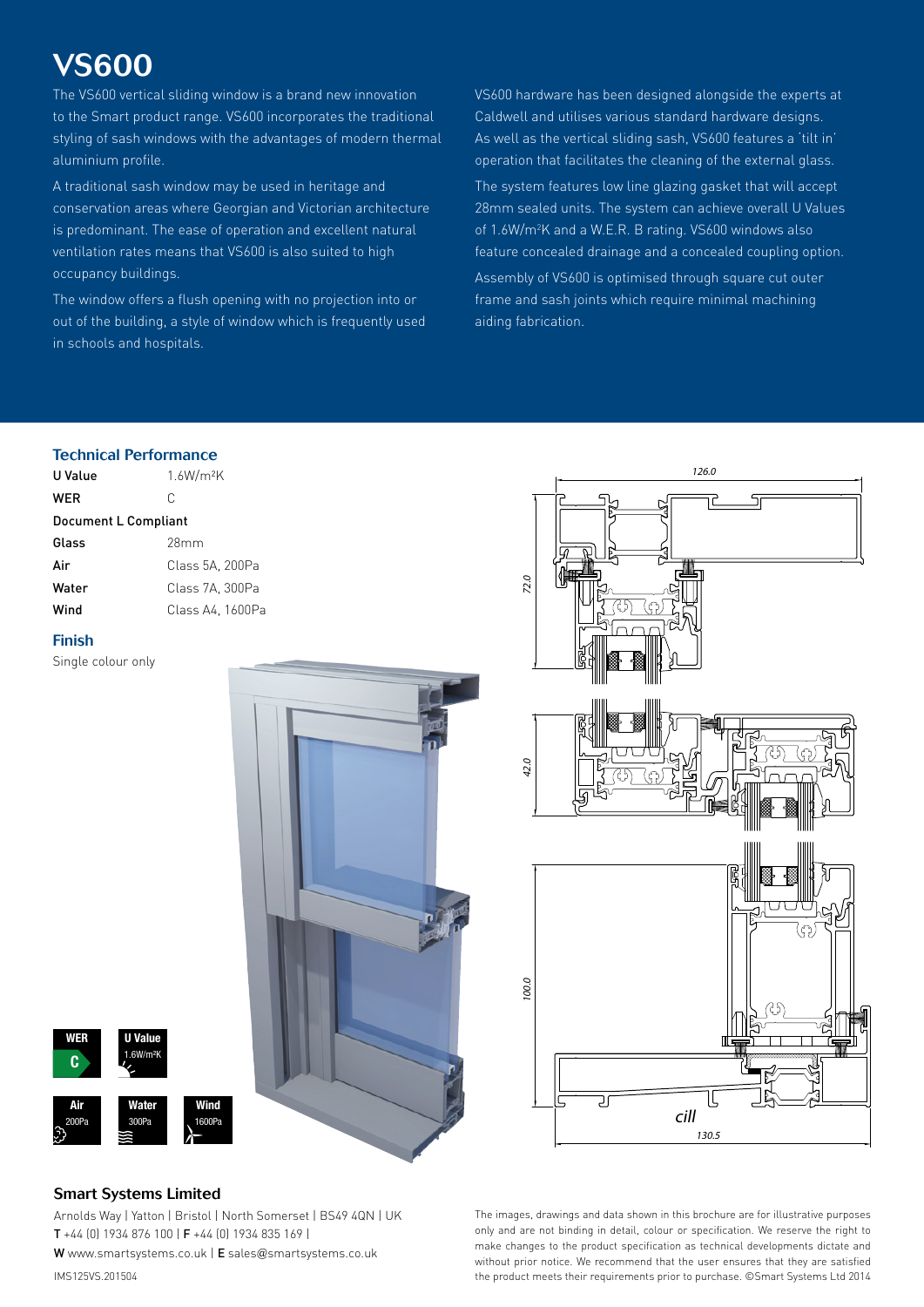# VS600

The VS600 vertical sliding window is a brand new innovation to the Smart product range. VS600 incorporates the traditional styling of sash windows with the advantages of modern thermal aluminium profile.

A traditional sash window may be used in heritage and conservation areas where Georgian and Victorian architecture is predominant. The ease of operation and excellent natural ventilation rates means that VS600 is also suited to high occupancy buildings.

The window offers a flush opening with no projection into or out of the building, a style of window which is frequently used in schools and hospitals.

VS600 hardware has been designed alongside the experts at Caldwell and utilises various standard hardware designs. As well as the vertical sliding sash, VS600 features a 'tilt in' operation that facilitates the cleaning of the external glass.

The system features low line glazing gasket that will accept 28mm sealed units. The system can achieve overall U Values of 1.6W/m²K and a W.E.R. B rating. VS600 windows also feature concealed drainage and a concealed coupling option.

Assembly of VS600 is optimised through square cut outer frame and sash joints which require minimal machining aiding fabrication.

## Technical Performance

| | |
|---|---|
| **U Value** | 1.6W/m²K |
| **WER** | C |
| **Document L Compliant** | |
| **Glass** | 28mm |
| **Air** | Class 5A, 200Pa |
| **Water** | Class 7A, 300Pa |
| **Wind** | Class A4, 1600Pa |

## Finish

Single colour only

WER C
U Value 1.6W/m²K
Air 200Pa
Water 300Pa
Wind 1600Pa

126.0
72.0
42.0
100.0
cill
130.5

## Smart Systems Limited

Arnolds Way | Yatton | Bristol | North Somerset | BS49 4QN | UK
**T** +44 (0) 1934 876 100 | **F** +44 (0) 1934 835 169 |
**W** www.smartsystems.co.uk | **E** sales@smartsystems.co.uk

IMS125VS.201504

The images, drawings and data shown in this brochure are for illustrative purposes only and are not binding in detail, colour or specification. We reserve the right to make changes to the product specification as technical developments dictate and without prior notice. We recommend that the user ensures that they are satisfied the product meets their requirements prior to purchase. ©Smart Systems Ltd 2014